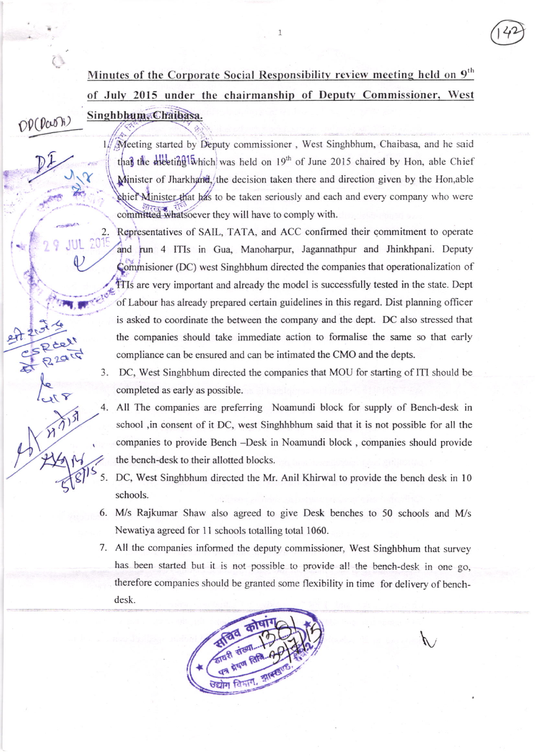## Minutes of the Corporate Social Responsibility review meeting held on 9th of July 2015 under the chairmanship of Deputy Commissioner, West Singhbhum, Chaibasa.

1. Meeting started by Deputy commissioner , West Singhbhum, Chaibasa, and he said that the meeting which was held on 19th of June 2015 chaired by Hon, able Chief Minister of Jharkhand, the decision taken there and direction given by the Hon,able chief Minister that has to be taken seriously and each and every company who were committed whatsoever they will have to comply with.
2. Representatives of SAIL, TATA, and ACC confirmed their commitment to operate and run 4 ITIs in Gua, Manoharpur, Jagannathpur and Jhinkhpani. Deputy Commisioner (DC) west Singhbhum directed the companies that operationalization of ITIs are very important and already the model is successfully tested in the state. Dept of Labour has already prepared certain guidelines in this regard. Dist planning officer is asked to coordinate the between the company and the dept. DC also stressed that the companies should take immediate action to formalise the same so that early compliance can be ensured and can be intimated the CMO and the depts.
3. DC, West Singhbhum directed the companies that MOU for starting of ITI should be completed as early as possible.
4. All The companies are preferring Noamundi block for supply of Bench-desk in school ,in consent of it DC, west Singhhbhum said that it is not possible for all the companies to provide Bench –Desk in Noamundi block , companies should provide the bench-desk to their allotted blocks.
5. DC, West Singhbhum directed the Mr. Anil Khirwal to provide the bench desk in 10 schools.
6. M/s Rajkumar Shaw also agreed to give Desk benches to 50 schools and M/s Newatiya agreed for 11 schools totalling total 1060.
7. All the companies informed the deputy commissioner, West Singhbhum that survey has been started but it is not possible to provide all the bench-desk in one go, therefore companies should be granted some flexibility in time for delivery of bench-desk.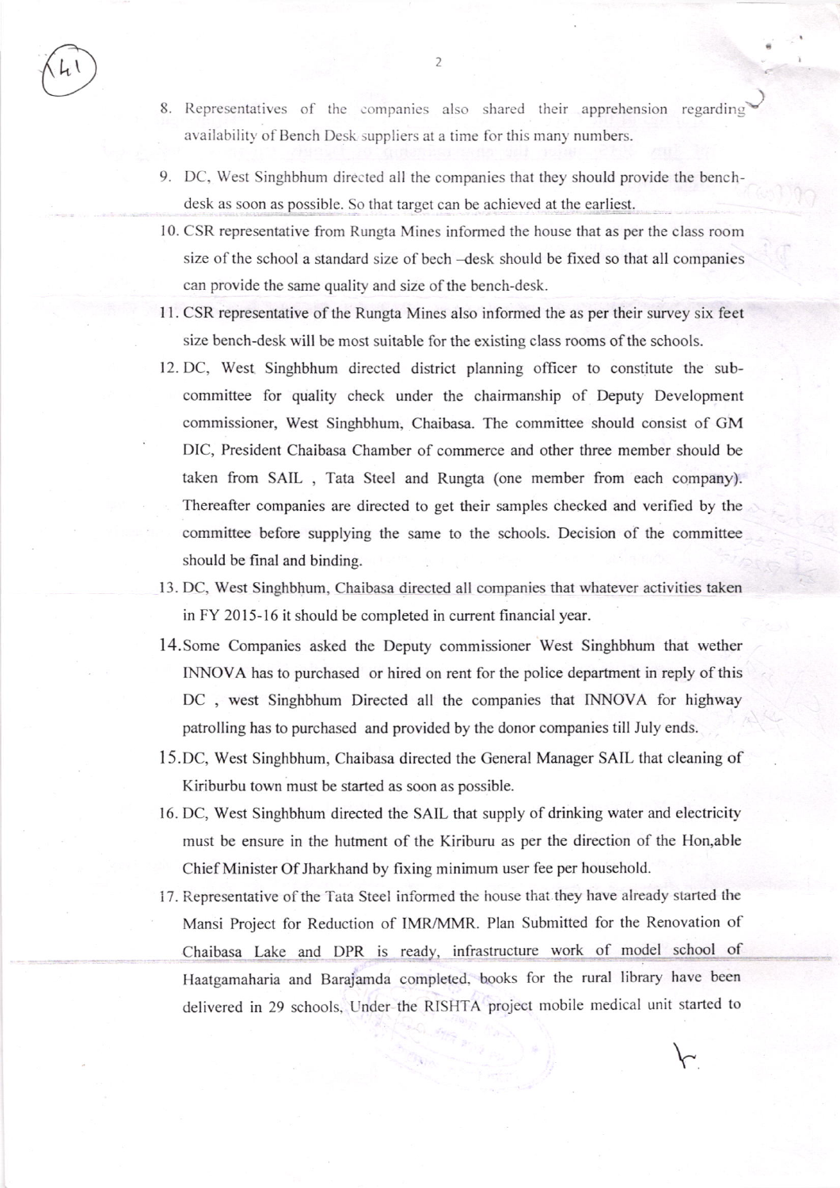8. Representatives of the companies also shared their apprehension regarding availability of Bench Desk suppliers at a time for this many numbers.
9. DC, West Singhbhum directed all the companies that they should provide the bench-desk as soon as possible. So that target can be achieved at the earliest.
10. CSR representative from Rungta Mines informed the house that as per the class room size of the school a standard size of bech –desk should be fixed so that all companies can provide the same quality and size of the bench-desk.
11. CSR representative of the Rungta Mines also informed the as per their survey six feet size bench-desk will be most suitable for the existing class rooms of the schools.
12. DC, West Singhbhum directed district planning officer to constitute the sub-committee for quality check under the chairmanship of Deputy Development commissioner, West Singhbhum, Chaibasa. The committee should consist of GM DIC, President Chaibasa Chamber of commerce and other three member should be taken from SAIL , Tata Steel and Rungta (one member from each company). Thereafter companies are directed to get their samples checked and verified by the committee before supplying the same to the schools. Decision of the committee should be final and binding.
13. DC, West Singhbhum, Chaibasa directed all companies that whatever activities taken in FY 2015-16 it should be completed in current financial year.
14. Some Companies asked the Deputy commissioner West Singhbhum that wether INNOVA has to purchased or hired on rent for the police department in reply of this DC , west Singhbhum Directed all the companies that INNOVA for highway patrolling has to purchased and provided by the donor companies till July ends.
15. DC, West Singhbhum, Chaibasa directed the General Manager SAIL that cleaning of Kiriburbu town must be started as soon as possible.
16. DC, West Singhbhum directed the SAIL that supply of drinking water and electricity must be ensure in the hutment of the Kiriburu as per the direction of the Hon,able Chief Minister Of Jharkhand by fixing minimum user fee per household.
17. Representative of the Tata Steel informed the house that they have already started the Mansi Project for Reduction of IMR/MMR. Plan Submitted for the Renovation of Chaibasa Lake and DPR is ready, infrastructure work of model school of Haatgamaharia and Barajamda completed, books for the rural library have been delivered in 29 schools, Under the RISHTA project mobile medical unit started to